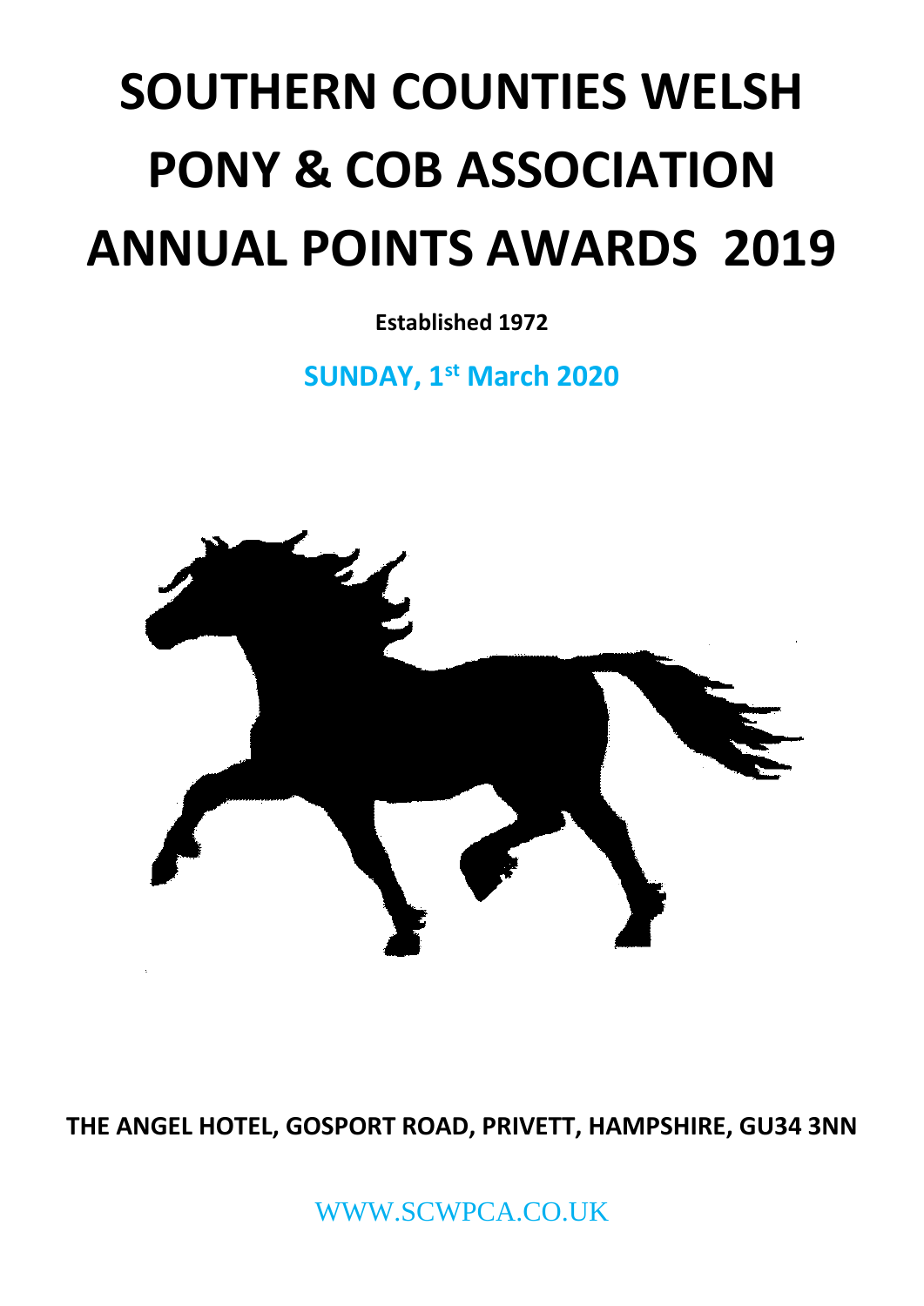# SOUTHERN COUNTIES WELSH PONY & COB ASSOCIATION ANNUAL POINTS AWARDS 2019

**Established 1972**

**SUNDAY, 1st March 2020**

**THE ANGEL HOTEL, GOSPORT ROAD, PRIVETT, HAMPSHIRE, GU34 3NN**

WWW.SCWPCA.CO.UK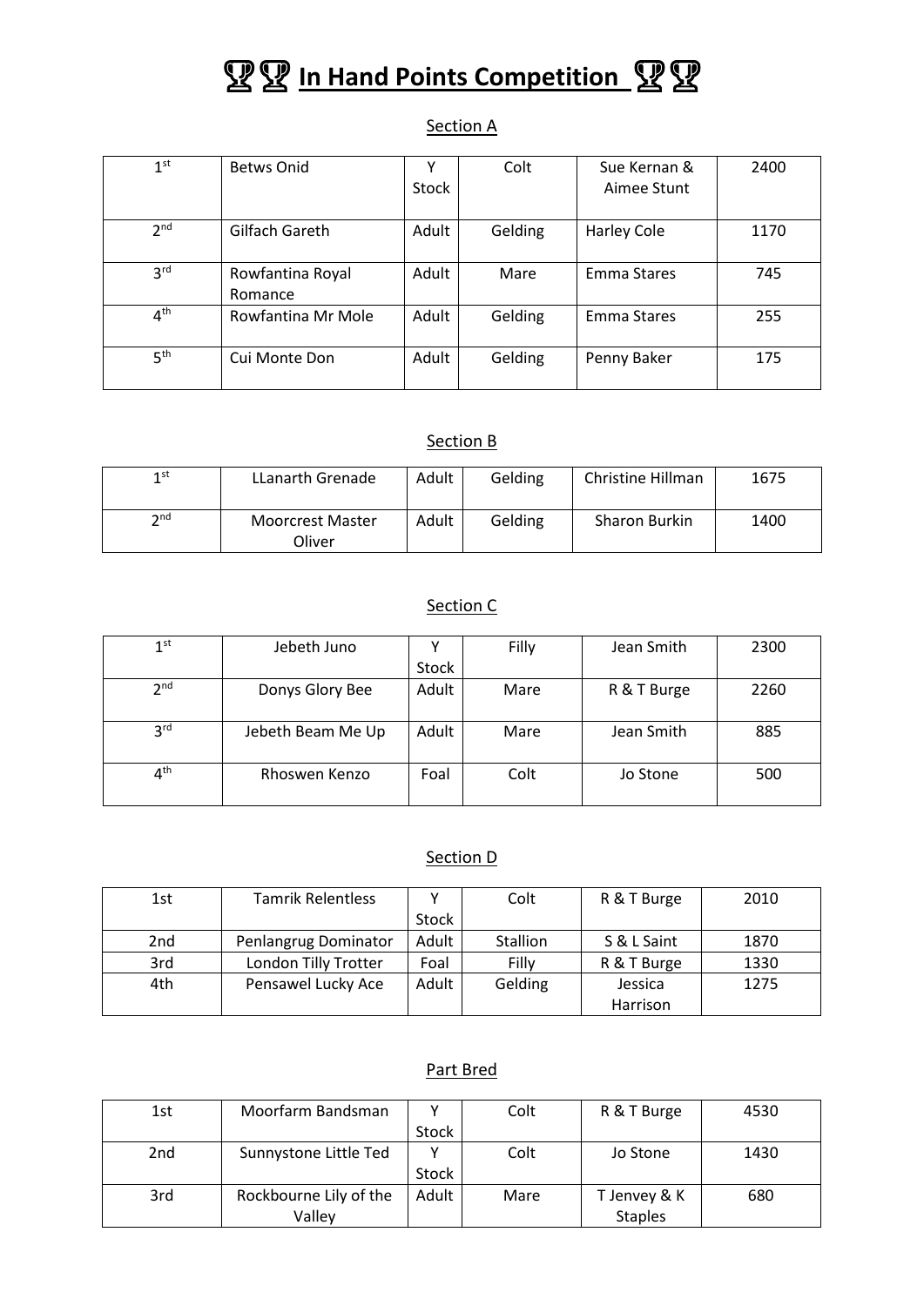# 🏆🏆 In Hand Points Competition 🏆🏆

## Section A

| | | | | | |
|---|---|---|---|---|---|
| 1st | Betws Onid | Y Stock | Colt | Sue Kernan & Aimee Stunt | 2400 |
| 2nd | Gilfach Gareth | Adult | Gelding | Harley Cole | 1170 |
| 3rd | Rowfantina Royal Romance | Adult | Mare | Emma Stares | 745 |
| 4th | Rowfantina Mr Mole | Adult | Gelding | Emma Stares | 255 |
| 5th | Cui Monte Don | Adult | Gelding | Penny Baker | 175 |

## Section B

| | | | | | |
|---|---|---|---|---|---|
| 1st | LLanarth Grenade | Adult | Gelding | Christine Hillman | 1675 |
| 2nd | Moorcrest Master Oliver | Adult | Gelding | Sharon Burkin | 1400 |

## Section C

| | | | | | |
|---|---|---|---|---|---|
| 1st | Jebeth Juno | Y Stock | Filly | Jean Smith | 2300 |
| 2nd | Donys Glory Bee | Adult | Mare | R & T Burge | 2260 |
| 3rd | Jebeth Beam Me Up | Adult | Mare | Jean Smith | 885 |
| 4th | Rhoswen Kenzo | Foal | Colt | Jo Stone | 500 |

## Section D

| | | | | | |
|---|---|---|---|---|---|
| 1st | Tamrik Relentless | Y Stock | Colt | R & T Burge | 2010 |
| 2nd | Penlangrug Dominator | Adult | Stallion | S & L Saint | 1870 |
| 3rd | London Tilly Trotter | Foal | Filly | R & T Burge | 1330 |
| 4th | Pensawel Lucky Ace | Adult | Gelding | Jessica Harrison | 1275 |

## Part Bred

| | | | | | |
|---|---|---|---|---|---|
| 1st | Moorfarm Bandsman | Y Stock | Colt | R & T Burge | 4530 |
| 2nd | Sunnystone Little Ted | Y Stock | Colt | Jo Stone | 1430 |
| 3rd | Rockbourne Lily of the Valley | Adult | Mare | T Jenvey & K Staples | 680 |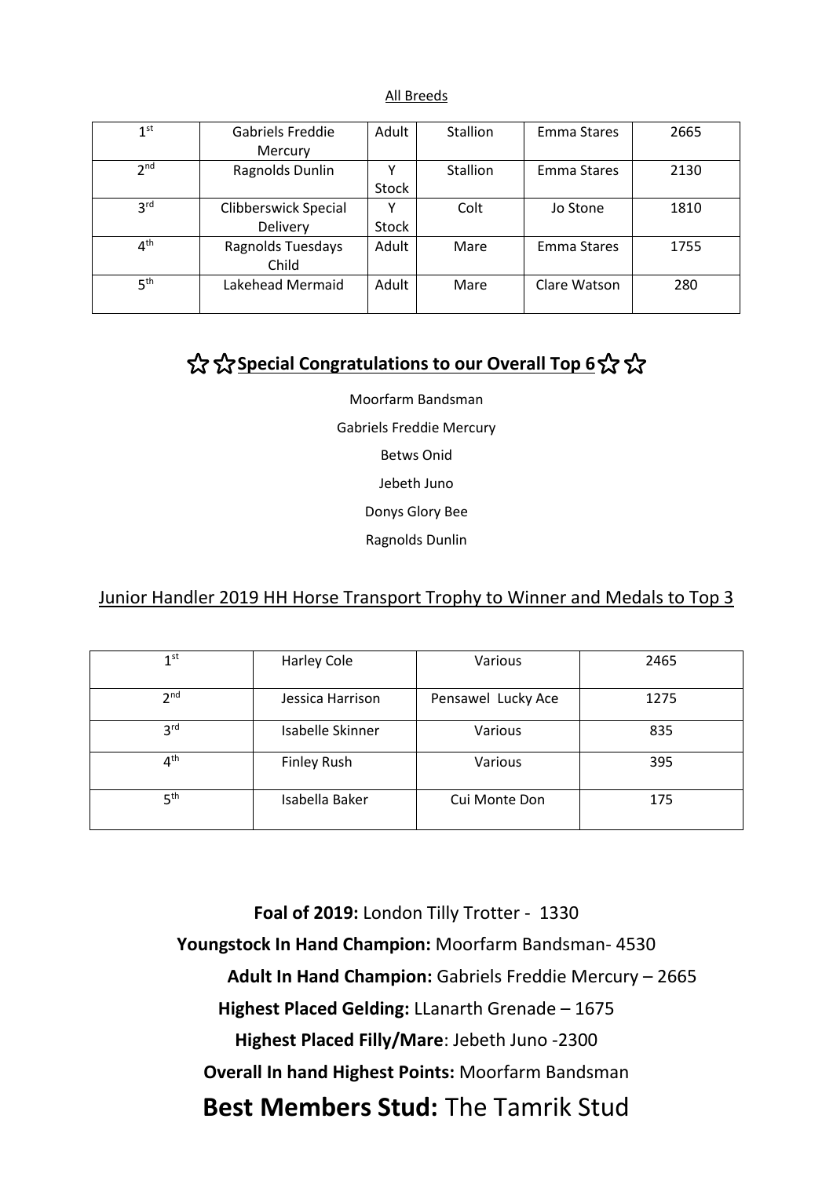All Breeds

| | | | | | |
|---|---|---|---|---|---|
| 1st | Gabriels Freddie Mercury | Adult | Stallion | Emma Stares | 2665 |
| 2nd | Ragnolds Dunlin | Y Stock | Stallion | Emma Stares | 2130 |
| 3rd | Clibberswick Special Delivery | Y Stock | Colt | Jo Stone | 1810 |
| 4th | Ragnolds Tuesdays Child | Adult | Mare | Emma Stares | 1755 |
| 5th | Lakehead Mermaid | Adult | Mare | Clare Watson | 280 |

## ☆☆ Special Congratulations to our Overall Top 6 ☆☆

Moorfarm Bandsman

Gabriels Freddie Mercury

Betws Onid

Jebeth Juno

Donys Glory Bee

Ragnolds Dunlin

Junior Handler 2019 HH Horse Transport Trophy to Winner and Medals to Top 3

| | | | |
|---|---|---|---|
| 1st | Harley Cole | Various | 2465 |
| 2nd | Jessica Harrison | Pensawel Lucky Ace | 1275 |
| 3rd | Isabelle Skinner | Various | 835 |
| 4th | Finley Rush | Various | 395 |
| 5th | Isabella Baker | Cui Monte Don | 175 |

**Foal of 2019:** London Tilly Trotter - 1330

**Youngstock In Hand Champion:** Moorfarm Bandsman- 4530

**Adult In Hand Champion:** Gabriels Freddie Mercury – 2665

**Highest Placed Gelding:** LLanarth Grenade – 1675

**Highest Placed Filly/Mare**: Jebeth Juno -2300

**Overall In hand Highest Points:** Moorfarm Bandsman

**Best Members Stud:** The Tamrik Stud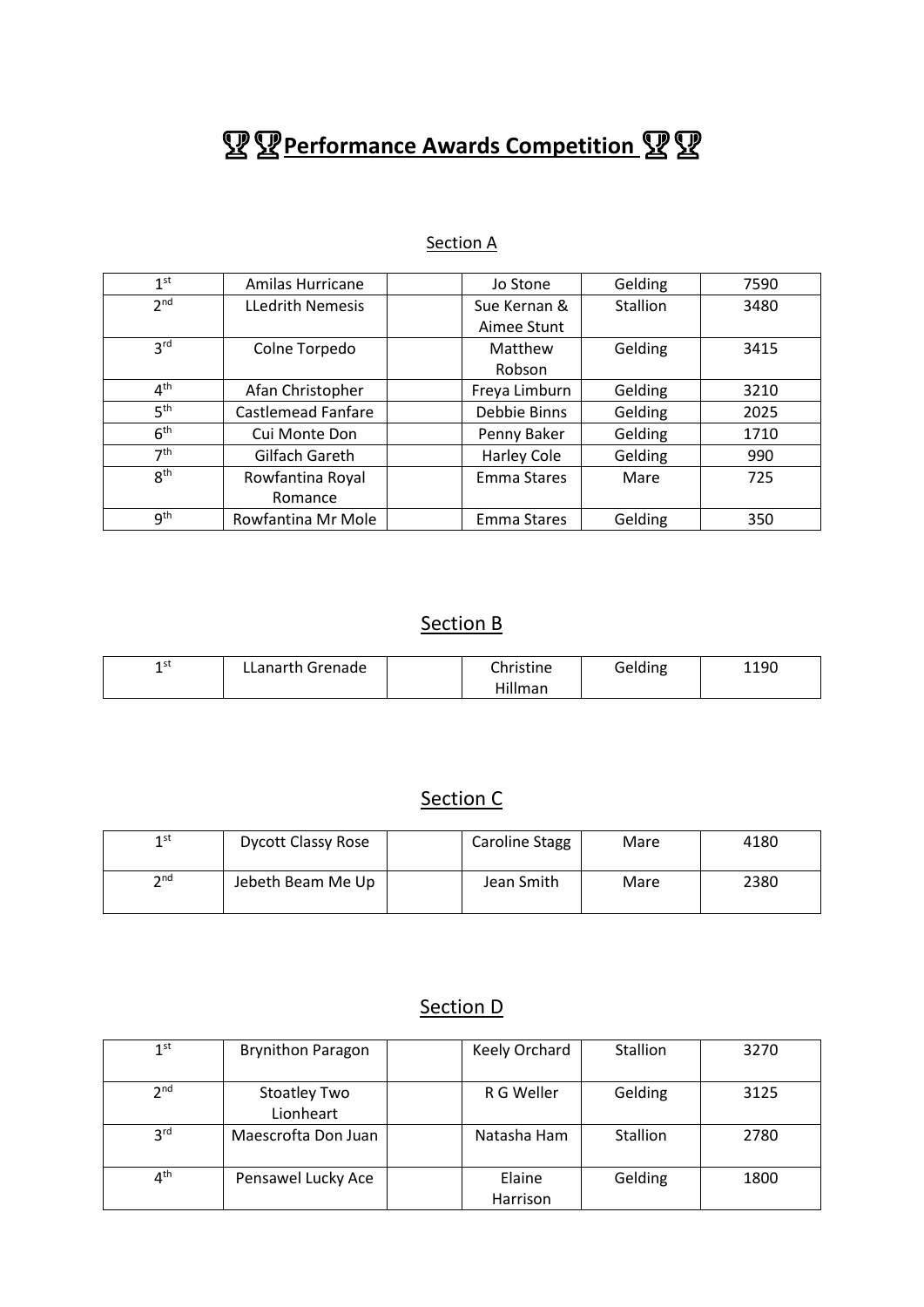# 🏆🏆**Performance Awards Competition** 🏆🏆

## Section A

| | | | | | |
|---|---|---|---|---|---|
| 1st | Amilas Hurricane | | Jo Stone | Gelding | 7590 |
| 2nd | LLedrith Nemesis | | Sue Kernan & Aimee Stunt | Stallion | 3480 |
| 3rd | Colne Torpedo | | Matthew Robson | Gelding | 3415 |
| 4th | Afan Christopher | | Freya Limburn | Gelding | 3210 |
| 5th | Castlemead Fanfare | | Debbie Binns | Gelding | 2025 |
| 6th | Cui Monte Don | | Penny Baker | Gelding | 1710 |
| 7th | Gilfach Gareth | | Harley Cole | Gelding | 990 |
| 8th | Rowfantina Royal Romance | | Emma Stares | Mare | 725 |
| 9th | Rowfantina Mr Mole | | Emma Stares | Gelding | 350 |

## Section B

| | | | | | |
|---|---|---|---|---|---|
| 1st | LLanarth Grenade | | Christine Hillman | Gelding | 1190 |

## Section C

| | | | | | |
|---|---|---|---|---|---|
| 1st | Dycott Classy Rose | | Caroline Stagg | Mare | 4180 |
| 2nd | Jebeth Beam Me Up | | Jean Smith | Mare | 2380 |

## Section D

| | | | | | |
|---|---|---|---|---|---|
| 1st | Brynithon Paragon | | Keely Orchard | Stallion | 3270 |
| 2nd | Stoatley Two Lionheart | | R G Weller | Gelding | 3125 |
| 3rd | Maescrofta Don Juan | | Natasha Ham | Stallion | 2780 |
| 4th | Pensawel Lucky Ace | | Elaine Harrison | Gelding | 1800 |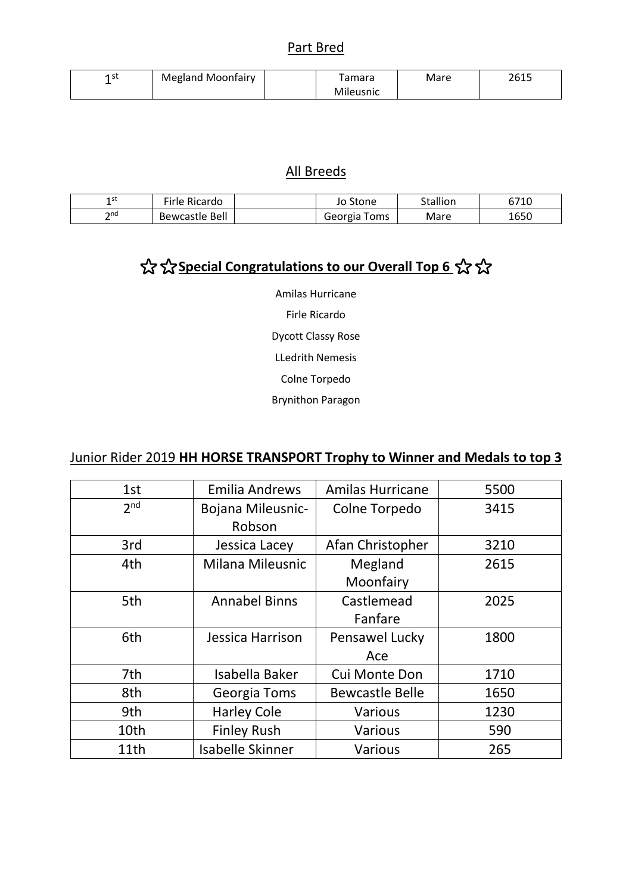## Part Bred

| | | | | | |
|---|---|---|---|---|---|
| 1st | Megland Moonfairy | | Tamara Mileusnic | Mare | 2615 |

## All Breeds

| | | | | | |
|---|---|---|---|---|---|
| 1st | Firle Ricardo | | Jo Stone | Stallion | 6710 |
| 2nd | Bewcastle Bell | | Georgia Toms | Mare | 1650 |

## ☆☆**Special Congratulations to our Overall Top 6** ☆☆

Amilas Hurricane

Firle Ricardo

Dycott Classy Rose

LLedrith Nemesis

Colne Torpedo

Brynithon Paragon

## Junior Rider 2019 **HH HORSE TRANSPORT Trophy to Winner and Medals to top 3**

| | | | |
|---|---|---|---|
| 1st | Emilia Andrews | Amilas Hurricane | 5500 |
| 2nd | Bojana Mileusnic-Robson | Colne Torpedo | 3415 |
| 3rd | Jessica Lacey | Afan Christopher | 3210 |
| 4th | Milana Mileusnic | Megland Moonfairy | 2615 |
| 5th | Annabel Binns | Castlemead Fanfare | 2025 |
| 6th | Jessica Harrison | Pensawel Lucky Ace | 1800 |
| 7th | Isabella Baker | Cui Monte Don | 1710 |
| 8th | Georgia Toms | Bewcastle Belle | 1650 |
| 9th | Harley Cole | Various | 1230 |
| 10th | Finley Rush | Various | 590 |
| 11th | Isabelle Skinner | Various | 265 |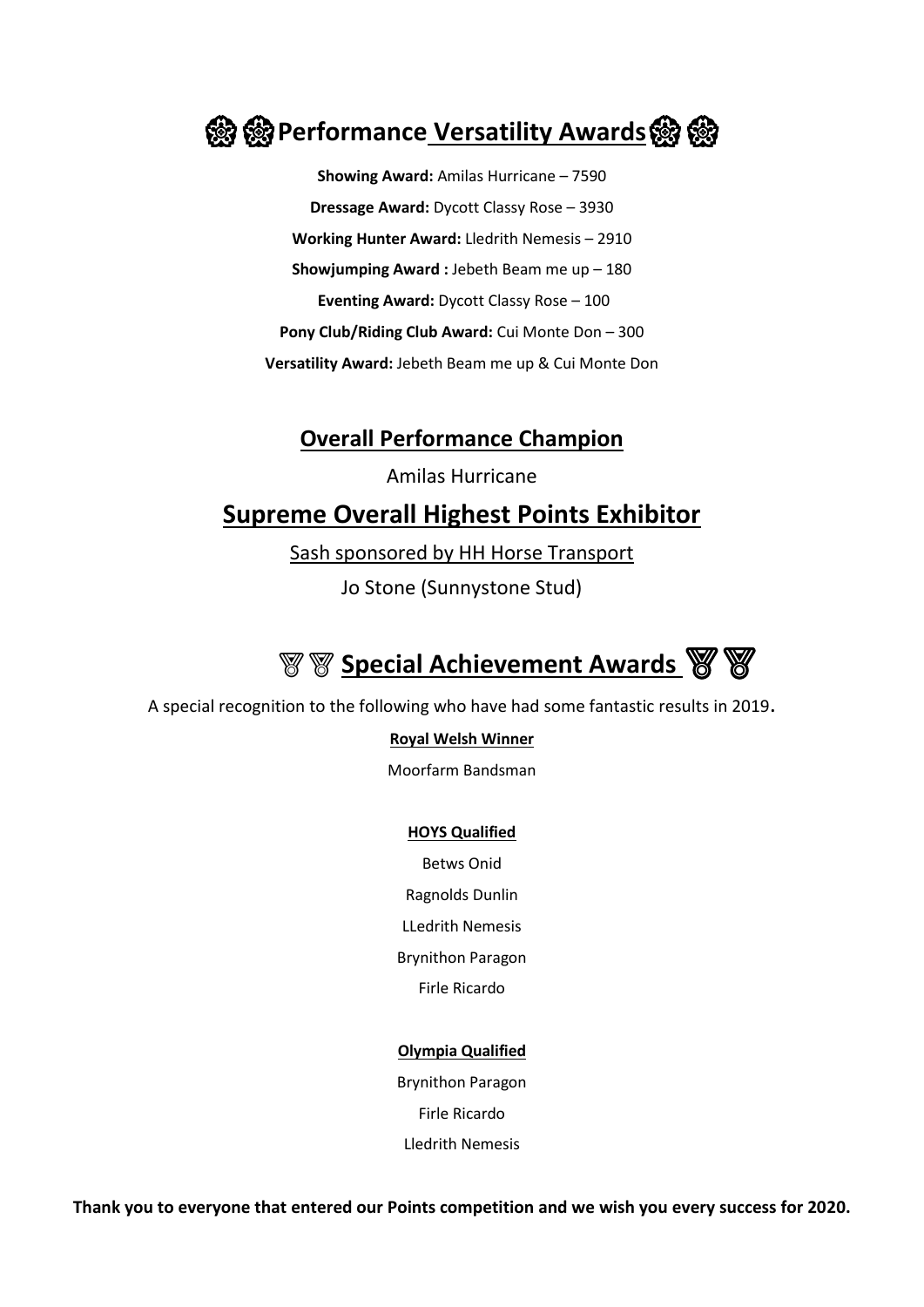# 🏵🏵 Performance Versatility Awards 🏵🏵

**Showing Award:** Amilas Hurricane – 7590

**Dressage Award:** Dycott Classy Rose – 3930

**Working Hunter Award:** Lledrith Nemesis – 2910

**Showjumping Award :** Jebeth Beam me up – 180

**Eventing Award:** Dycott Classy Rose – 100

**Pony Club/Riding Club Award:** Cui Monte Don – 300

**Versatility Award:** Jebeth Beam me up & Cui Monte Don

## Overall Performance Champion

Amilas Hurricane

## Supreme Overall Highest Points Exhibitor

Sash sponsored by HH Horse Transport

Jo Stone (Sunnystone Stud)

# 🏅🏅 Special Achievement Awards 🏅🏅

A special recognition to the following who have had some fantastic results in 2019.

**Royal Welsh Winner**

Moorfarm Bandsman

**HOYS Qualified**

Betws Onid

Ragnolds Dunlin

LLedrith Nemesis

Brynithon Paragon

Firle Ricardo

**Olympia Qualified**

Brynithon Paragon

Firle Ricardo

Lledrith Nemesis

**Thank you to everyone that entered our Points competition and we wish you every success for 2020.**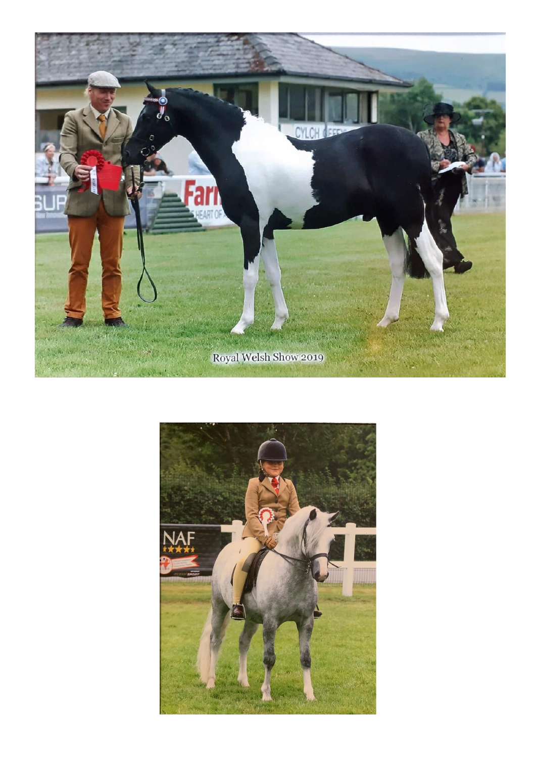Royal Welsh Show 2019